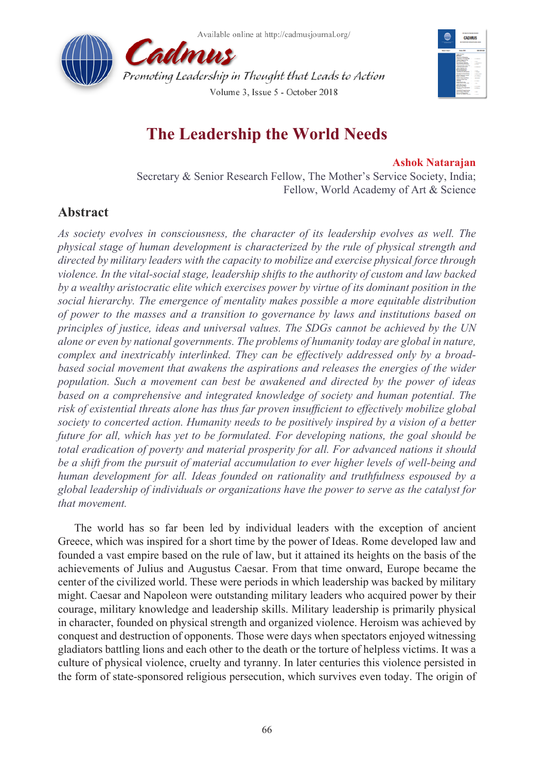# The Leadership the World Needs

**Ashok Natarajan**

Secretary & Senior Research Fellow, The Mother's Service Society, India;
Fellow, World Academy of Art & Science

## Abstract

*As society evolves in consciousness, the character of its leadership evolves as well. The physical stage of human development is characterized by the rule of physical strength and directed by military leaders with the capacity to mobilize and exercise physical force through violence. In the vital-social stage, leadership shifts to the authority of custom and law backed by a wealthy aristocratic elite which exercises power by virtue of its dominant position in the social hierarchy. The emergence of mentality makes possible a more equitable distribution of power to the masses and a transition to governance by laws and institutions based on principles of justice, ideas and universal values. The SDGs cannot be achieved by the UN alone or even by national governments. The problems of humanity today are global in nature, complex and inextricably interlinked. They can be effectively addressed only by a broad-based social movement that awakens the aspirations and releases the energies of the wider population. Such a movement can best be awakened and directed by the power of ideas based on a comprehensive and integrated knowledge of society and human potential. The risk of existential threats alone has thus far proven insufficient to effectively mobilize global society to concerted action. Humanity needs to be positively inspired by a vision of a better future for all, which has yet to be formulated. For developing nations, the goal should be total eradication of poverty and material prosperity for all. For advanced nations it should be a shift from the pursuit of material accumulation to ever higher levels of well-being and human development for all. Ideas founded on rationality and truthfulness espoused by a global leadership of individuals or organizations have the power to serve as the catalyst for that movement.*

The world has so far been led by individual leaders with the exception of ancient Greece, which was inspired for a short time by the power of Ideas. Rome developed law and founded a vast empire based on the rule of law, but it attained its heights on the basis of the achievements of Julius and Augustus Caesar. From that time onward, Europe became the center of the civilized world. These were periods in which leadership was backed by military might. Caesar and Napoleon were outstanding military leaders who acquired power by their courage, military knowledge and leadership skills. Military leadership is primarily physical in character, founded on physical strength and organized violence. Heroism was achieved by conquest and destruction of opponents. Those were days when spectators enjoyed witnessing gladiators battling lions and each other to the death or the torture of helpless victims. It was a culture of physical violence, cruelty and tyranny. In later centuries this violence persisted in the form of state-sponsored religious persecution, which survives even today. The origin of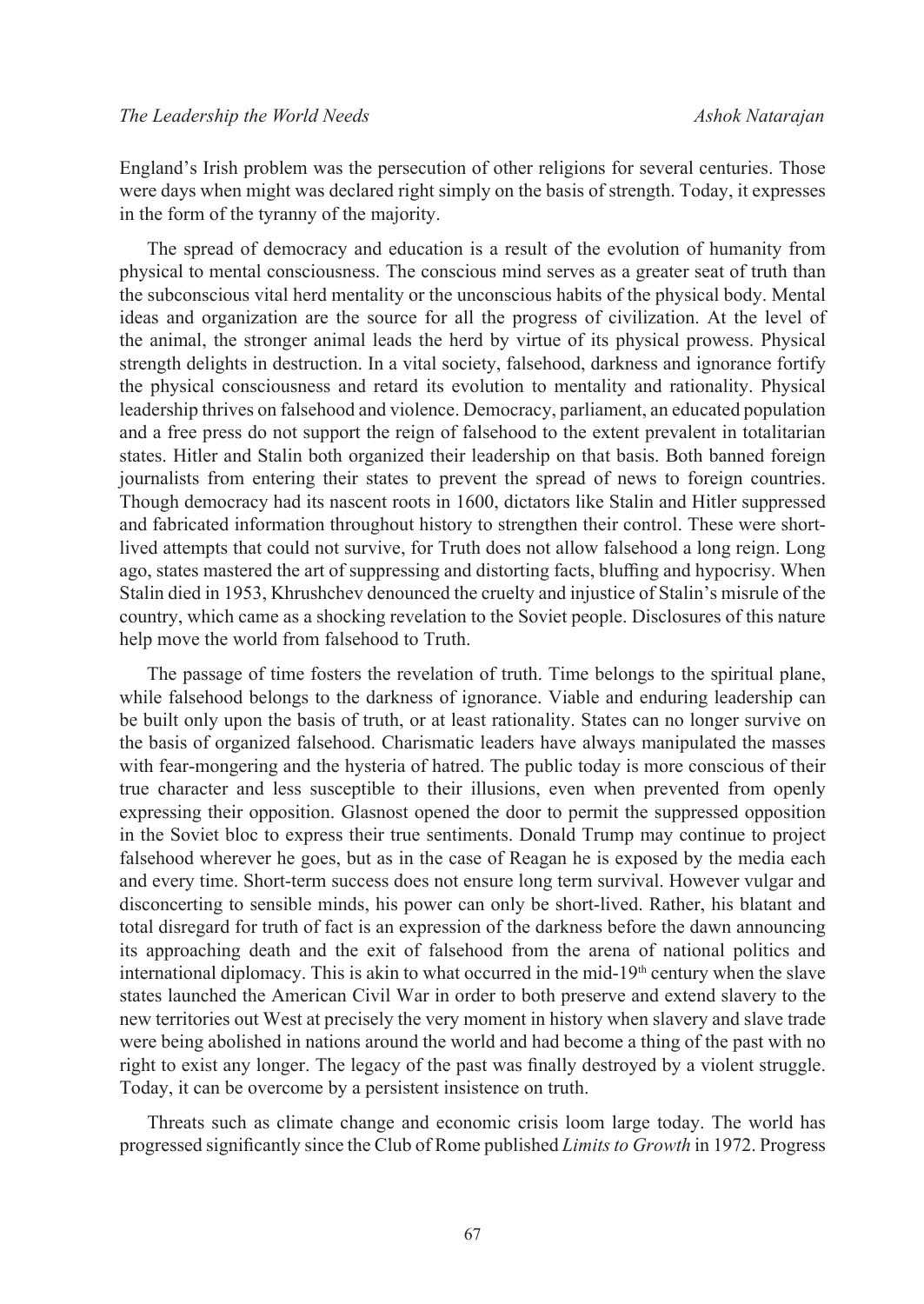England's Irish problem was the persecution of other religions for several centuries. Those were days when might was declared right simply on the basis of strength. Today, it expresses in the form of the tyranny of the majority.

The spread of democracy and education is a result of the evolution of humanity from physical to mental consciousness. The conscious mind serves as a greater seat of truth than the subconscious vital herd mentality or the unconscious habits of the physical body. Mental ideas and organization are the source for all the progress of civilization. At the level of the animal, the stronger animal leads the herd by virtue of its physical prowess. Physical strength delights in destruction. In a vital society, falsehood, darkness and ignorance fortify the physical consciousness and retard its evolution to mentality and rationality. Physical leadership thrives on falsehood and violence. Democracy, parliament, an educated population and a free press do not support the reign of falsehood to the extent prevalent in totalitarian states. Hitler and Stalin both organized their leadership on that basis. Both banned foreign journalists from entering their states to prevent the spread of news to foreign countries. Though democracy had its nascent roots in 1600, dictators like Stalin and Hitler suppressed and fabricated information throughout history to strengthen their control. These were short-lived attempts that could not survive, for Truth does not allow falsehood a long reign. Long ago, states mastered the art of suppressing and distorting facts, bluffing and hypocrisy. When Stalin died in 1953, Khrushchev denounced the cruelty and injustice of Stalin's misrule of the country, which came as a shocking revelation to the Soviet people. Disclosures of this nature help move the world from falsehood to Truth.

The passage of time fosters the revelation of truth. Time belongs to the spiritual plane, while falsehood belongs to the darkness of ignorance. Viable and enduring leadership can be built only upon the basis of truth, or at least rationality. States can no longer survive on the basis of organized falsehood. Charismatic leaders have always manipulated the masses with fear-mongering and the hysteria of hatred. The public today is more conscious of their true character and less susceptible to their illusions, even when prevented from openly expressing their opposition. Glasnost opened the door to permit the suppressed opposition in the Soviet bloc to express their true sentiments. Donald Trump may continue to project falsehood wherever he goes, but as in the case of Reagan he is exposed by the media each and every time. Short-term success does not ensure long term survival. However vulgar and disconcerting to sensible minds, his power can only be short-lived. Rather, his blatant and total disregard for truth of fact is an expression of the darkness before the dawn announcing its approaching death and the exit of falsehood from the arena of national politics and international diplomacy. This is akin to what occurred in the mid-19th century when the slave states launched the American Civil War in order to both preserve and extend slavery to the new territories out West at precisely the very moment in history when slavery and slave trade were being abolished in nations around the world and had become a thing of the past with no right to exist any longer. The legacy of the past was finally destroyed by a violent struggle. Today, it can be overcome by a persistent insistence on truth.

Threats such as climate change and economic crisis loom large today. The world has progressed significantly since the Club of Rome published *Limits to Growth* in 1972. Progress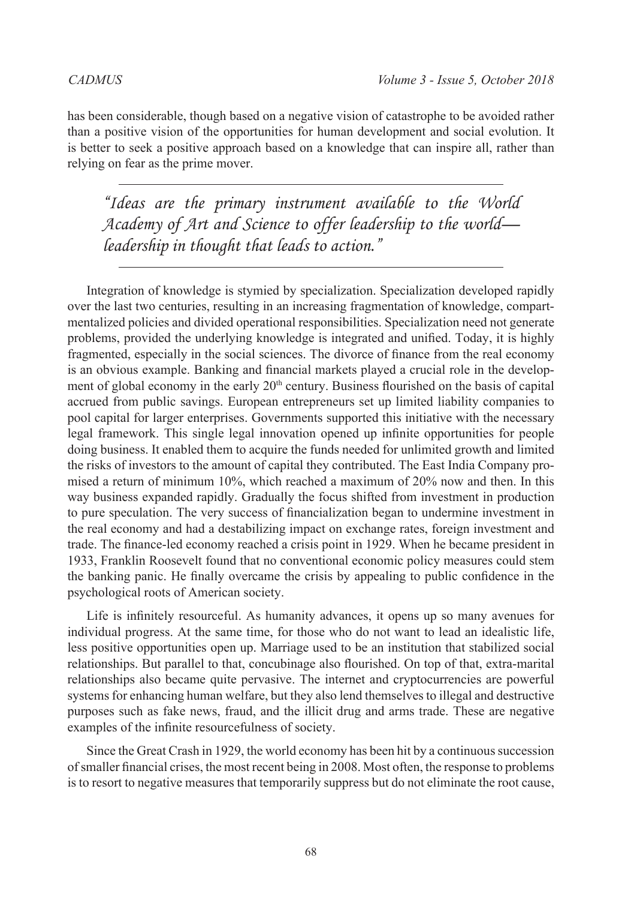has been considerable, though based on a negative vision of catastrophe to be avoided rather than a positive vision of the opportunities for human development and social evolution. It is better to seek a positive approach based on a knowledge that can inspire all, rather than relying on fear as the prime mover.

> *"Ideas are the primary instrument available to the World Academy of Art and Science to offer leadership to the world—leadership in thought that leads to action."*

Integration of knowledge is stymied by specialization. Specialization developed rapidly over the last two centuries, resulting in an increasing fragmentation of knowledge, compartmentalized policies and divided operational responsibilities. Specialization need not generate problems, provided the underlying knowledge is integrated and unified. Today, it is highly fragmented, especially in the social sciences. The divorce of finance from the real economy is an obvious example. Banking and financial markets played a crucial role in the development of global economy in the early 20th century. Business flourished on the basis of capital accrued from public savings. European entrepreneurs set up limited liability companies to pool capital for larger enterprises. Governments supported this initiative with the necessary legal framework. This single legal innovation opened up infinite opportunities for people doing business. It enabled them to acquire the funds needed for unlimited growth and limited the risks of investors to the amount of capital they contributed. The East India Company promised a return of minimum 10%, which reached a maximum of 20% now and then. In this way business expanded rapidly. Gradually the focus shifted from investment in production to pure speculation. The very success of financialization began to undermine investment in the real economy and had a destabilizing impact on exchange rates, foreign investment and trade. The finance-led economy reached a crisis point in 1929. When he became president in 1933, Franklin Roosevelt found that no conventional economic policy measures could stem the banking panic. He finally overcame the crisis by appealing to public confidence in the psychological roots of American society.

Life is infinitely resourceful. As humanity advances, it opens up so many avenues for individual progress. At the same time, for those who do not want to lead an idealistic life, less positive opportunities open up. Marriage used to be an institution that stabilized social relationships. But parallel to that, concubinage also flourished. On top of that, extra-marital relationships also became quite pervasive. The internet and cryptocurrencies are powerful systems for enhancing human welfare, but they also lend themselves to illegal and destructive purposes such as fake news, fraud, and the illicit drug and arms trade. These are negative examples of the infinite resourcefulness of society.

Since the Great Crash in 1929, the world economy has been hit by a continuous succession of smaller financial crises, the most recent being in 2008. Most often, the response to problems is to resort to negative measures that temporarily suppress but do not eliminate the root cause,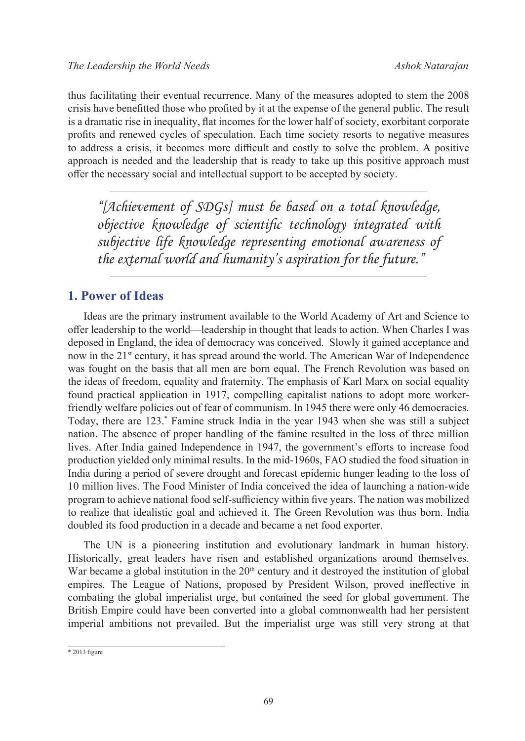thus facilitating their eventual recurrence. Many of the measures adopted to stem the 2008 crisis have benefitted those who profited by it at the expense of the general public. The result is a dramatic rise in inequality, flat incomes for the lower half of society, exorbitant corporate profits and renewed cycles of speculation. Each time society resorts to negative measures to address a crisis, it becomes more difficult and costly to solve the problem. A positive approach is needed and the leadership that is ready to take up this positive approach must offer the necessary social and intellectual support to be accepted by society.

> *"[Achievement of SDGs] must be based on a total knowledge, objective knowledge of scientific technology integrated with subjective life knowledge representing emotional awareness of the external world and humanity's aspiration for the future."*

## 1. Power of Ideas

Ideas are the primary instrument available to the World Academy of Art and Science to offer leadership to the world—leadership in thought that leads to action. When Charles I was deposed in England, the idea of democracy was conceived. Slowly it gained acceptance and now in the 21st century, it has spread around the world. The American War of Independence was fought on the basis that all men are born equal. The French Revolution was based on the ideas of freedom, equality and fraternity. The emphasis of Karl Marx on social equality found practical application in 1917, compelling capitalist nations to adopt more worker-friendly welfare policies out of fear of communism. In 1945 there were only 46 democracies. Today, there are 123.* Famine struck India in the year 1943 when she was still a subject nation. The absence of proper handling of the famine resulted in the loss of three million lives. After India gained Independence in 1947, the government's efforts to increase food production yielded only minimal results. In the mid-1960s, FAO studied the food situation in India during a period of severe drought and forecast epidemic hunger leading to the loss of 10 million lives. The Food Minister of India conceived the idea of launching a nation-wide program to achieve national food self-sufficiency within five years. The nation was mobilized to realize that idealistic goal and achieved it. The Green Revolution was thus born. India doubled its food production in a decade and became a net food exporter.

The UN is a pioneering institution and evolutionary landmark in human history. Historically, great leaders have risen and established organizations around themselves. War became a global institution in the 20th century and it destroyed the institution of global empires. The League of Nations, proposed by President Wilson, proved ineffective in combating the global imperialist urge, but contained the seed for global government. The British Empire could have been converted into a global commonwealth had her persistent imperial ambitions not prevailed. But the imperialist urge was still very strong at that

* 2013 figure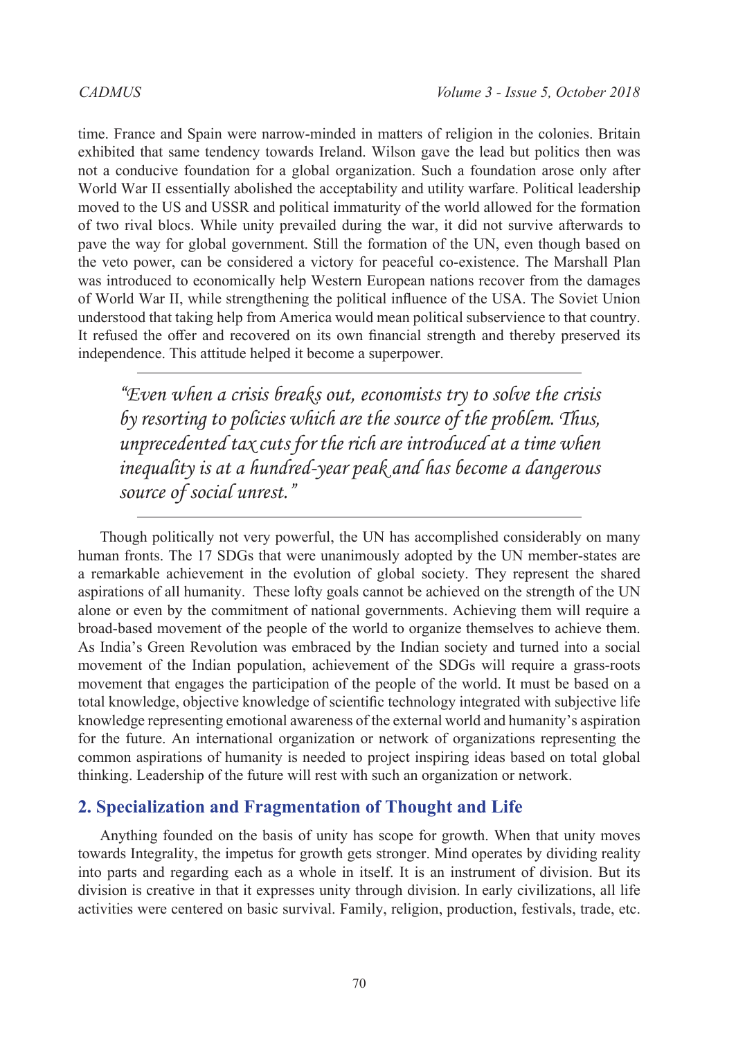time. France and Spain were narrow-minded in matters of religion in the colonies. Britain exhibited that same tendency towards Ireland. Wilson gave the lead but politics then was not a conducive foundation for a global organization. Such a foundation arose only after World War II essentially abolished the acceptability and utility warfare. Political leadership moved to the US and USSR and political immaturity of the world allowed for the formation of two rival blocs. While unity prevailed during the war, it did not survive afterwards to pave the way for global government. Still the formation of the UN, even though based on the veto power, can be considered a victory for peaceful co-existence. The Marshall Plan was introduced to economically help Western European nations recover from the damages of World War II, while strengthening the political influence of the USA. The Soviet Union understood that taking help from America would mean political subservience to that country. It refused the offer and recovered on its own financial strength and thereby preserved its independence. This attitude helped it become a superpower.

> *"Even when a crisis breaks out, economists try to solve the crisis by resorting to policies which are the source of the problem. Thus, unprecedented tax cuts for the rich are introduced at a time when inequality is at a hundred-year peak and has become a dangerous source of social unrest."*

Though politically not very powerful, the UN has accomplished considerably on many human fronts. The 17 SDGs that were unanimously adopted by the UN member-states are a remarkable achievement in the evolution of global society. They represent the shared aspirations of all humanity. These lofty goals cannot be achieved on the strength of the UN alone or even by the commitment of national governments. Achieving them will require a broad-based movement of the people of the world to organize themselves to achieve them. As India's Green Revolution was embraced by the Indian society and turned into a social movement of the Indian population, achievement of the SDGs will require a grass-roots movement that engages the participation of the people of the world. It must be based on a total knowledge, objective knowledge of scientific technology integrated with subjective life knowledge representing emotional awareness of the external world and humanity's aspiration for the future. An international organization or network of organizations representing the common aspirations of humanity is needed to project inspiring ideas based on total global thinking. Leadership of the future will rest with such an organization or network.

## 2. Specialization and Fragmentation of Thought and Life

Anything founded on the basis of unity has scope for growth. When that unity moves towards Integrality, the impetus for growth gets stronger. Mind operates by dividing reality into parts and regarding each as a whole in itself. It is an instrument of division. But its division is creative in that it expresses unity through division. In early civilizations, all life activities were centered on basic survival. Family, religion, production, festivals, trade, etc.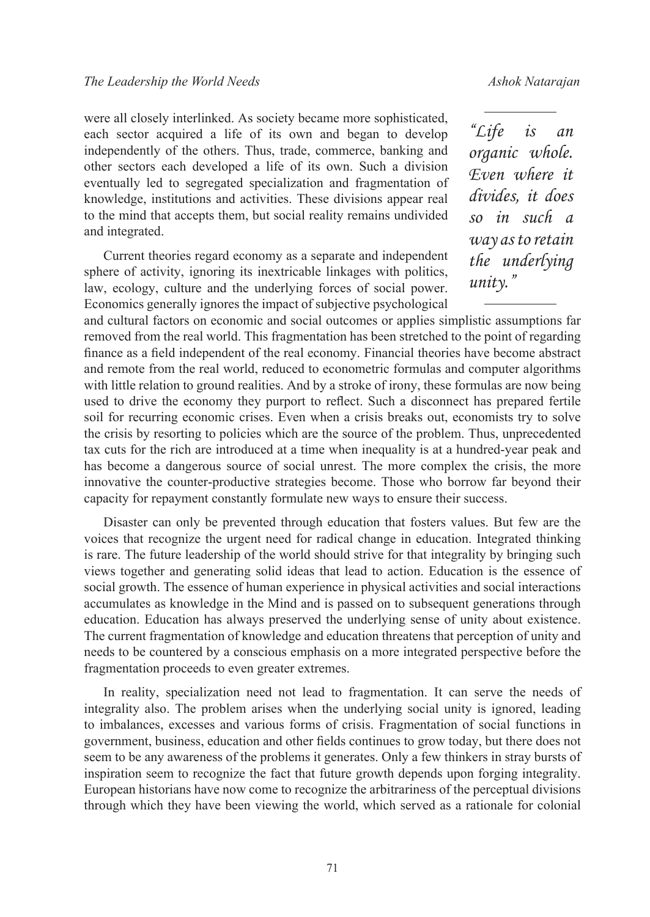were all closely interlinked. As society became more sophisticated, each sector acquired a life of its own and began to develop independently of the others. Thus, trade, commerce, banking and other sectors each developed a life of its own. Such a division eventually led to segregated specialization and fragmentation of knowledge, institutions and activities. These divisions appear real to the mind that accepts them, but social reality remains undivided and integrated.

> *"Life is an organic whole. Even where it divides, it does so in such a way as to retain the underlying unity."*

Current theories regard economy as a separate and independent sphere of activity, ignoring its inextricable linkages with politics, law, ecology, culture and the underlying forces of social power. Economics generally ignores the impact of subjective psychological and cultural factors on economic and social outcomes or applies simplistic assumptions far removed from the real world. This fragmentation has been stretched to the point of regarding finance as a field independent of the real economy. Financial theories have become abstract and remote from the real world, reduced to econometric formulas and computer algorithms with little relation to ground realities. And by a stroke of irony, these formulas are now being used to drive the economy they purport to reflect. Such a disconnect has prepared fertile soil for recurring economic crises. Even when a crisis breaks out, economists try to solve the crisis by resorting to policies which are the source of the problem. Thus, unprecedented tax cuts for the rich are introduced at a time when inequality is at a hundred-year peak and has become a dangerous source of social unrest. The more complex the crisis, the more innovative the counter-productive strategies become. Those who borrow far beyond their capacity for repayment constantly formulate new ways to ensure their success.

Disaster can only be prevented through education that fosters values. But few are the voices that recognize the urgent need for radical change in education. Integrated thinking is rare. The future leadership of the world should strive for that integrality by bringing such views together and generating solid ideas that lead to action. Education is the essence of social growth. The essence of human experience in physical activities and social interactions accumulates as knowledge in the Mind and is passed on to subsequent generations through education. Education has always preserved the underlying sense of unity about existence. The current fragmentation of knowledge and education threatens that perception of unity and needs to be countered by a conscious emphasis on a more integrated perspective before the fragmentation proceeds to even greater extremes.

In reality, specialization need not lead to fragmentation. It can serve the needs of integrality also. The problem arises when the underlying social unity is ignored, leading to imbalances, excesses and various forms of crisis. Fragmentation of social functions in government, business, education and other fields continues to grow today, but there does not seem to be any awareness of the problems it generates. Only a few thinkers in stray bursts of inspiration seem to recognize the fact that future growth depends upon forging integrality. European historians have now come to recognize the arbitrariness of the perceptual divisions through which they have been viewing the world, which served as a rationale for colonial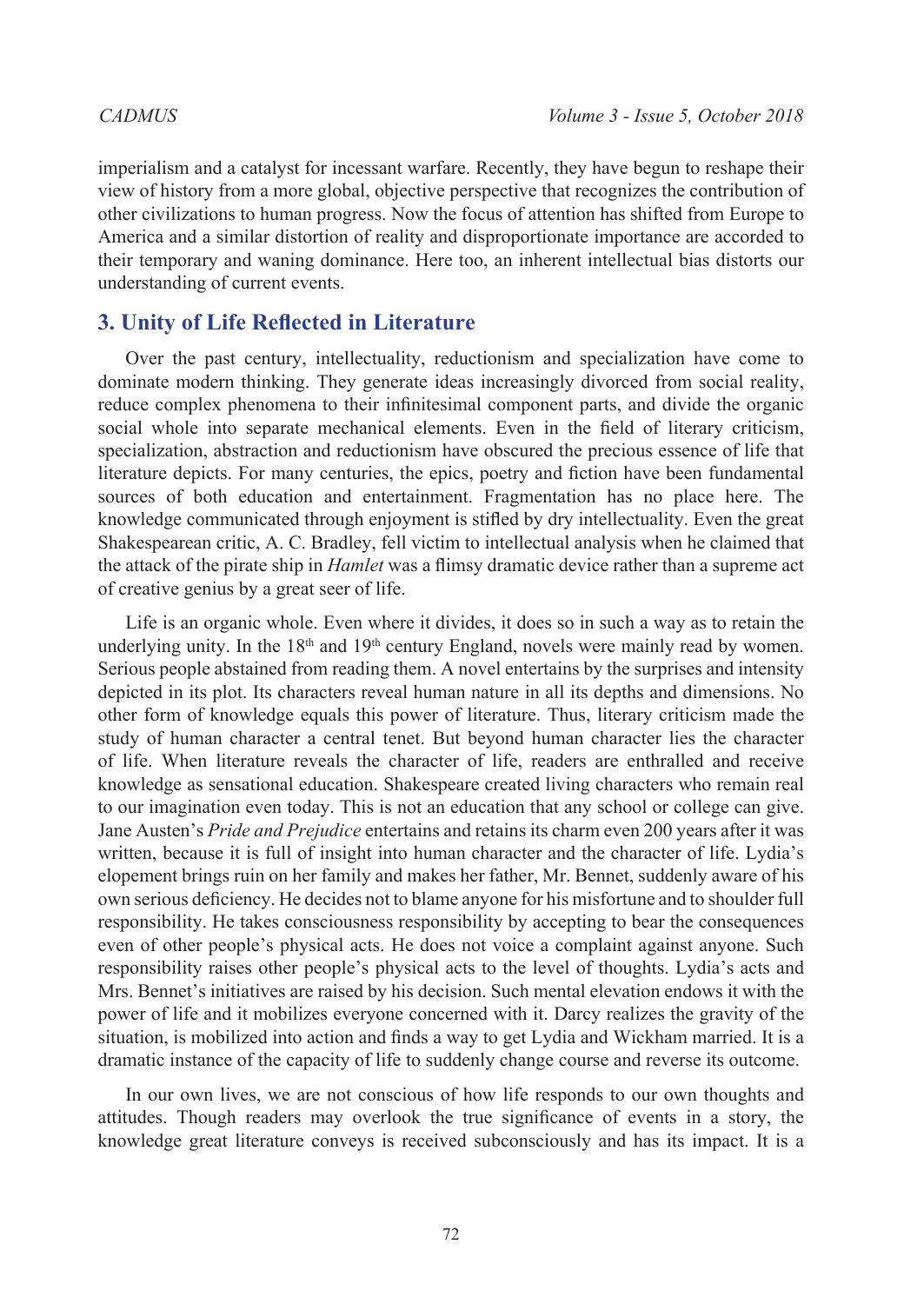imperialism and a catalyst for incessant warfare. Recently, they have begun to reshape their view of history from a more global, objective perspective that recognizes the contribution of other civilizations to human progress. Now the focus of attention has shifted from Europe to America and a similar distortion of reality and disproportionate importance are accorded to their temporary and waning dominance. Here too, an inherent intellectual bias distorts our understanding of current events.

## 3. Unity of Life Reflected in Literature

Over the past century, intellectuality, reductionism and specialization have come to dominate modern thinking. They generate ideas increasingly divorced from social reality, reduce complex phenomena to their infinitesimal component parts, and divide the organic social whole into separate mechanical elements. Even in the field of literary criticism, specialization, abstraction and reductionism have obscured the precious essence of life that literature depicts. For many centuries, the epics, poetry and fiction have been fundamental sources of both education and entertainment. Fragmentation has no place here. The knowledge communicated through enjoyment is stifled by dry intellectuality. Even the great Shakespearean critic, A. C. Bradley, fell victim to intellectual analysis when he claimed that the attack of the pirate ship in *Hamlet* was a flimsy dramatic device rather than a supreme act of creative genius by a great seer of life.

Life is an organic whole. Even where it divides, it does so in such a way as to retain the underlying unity. In the 18th and 19th century England, novels were mainly read by women. Serious people abstained from reading them. A novel entertains by the surprises and intensity depicted in its plot. Its characters reveal human nature in all its depths and dimensions. No other form of knowledge equals this power of literature. Thus, literary criticism made the study of human character a central tenet. But beyond human character lies the character of life. When literature reveals the character of life, readers are enthralled and receive knowledge as sensational education. Shakespeare created living characters who remain real to our imagination even today. This is not an education that any school or college can give. Jane Austen's *Pride and Prejudice* entertains and retains its charm even 200 years after it was written, because it is full of insight into human character and the character of life. Lydia's elopement brings ruin on her family and makes her father, Mr. Bennet, suddenly aware of his own serious deficiency. He decides not to blame anyone for his misfortune and to shoulder full responsibility. He takes consciousness responsibility by accepting to bear the consequences even of other people's physical acts. He does not voice a complaint against anyone. Such responsibility raises other people's physical acts to the level of thoughts. Lydia's acts and Mrs. Bennet's initiatives are raised by his decision. Such mental elevation endows it with the power of life and it mobilizes everyone concerned with it. Darcy realizes the gravity of the situation, is mobilized into action and finds a way to get Lydia and Wickham married. It is a dramatic instance of the capacity of life to suddenly change course and reverse its outcome.

In our own lives, we are not conscious of how life responds to our own thoughts and attitudes. Though readers may overlook the true significance of events in a story, the knowledge great literature conveys is received subconsciously and has its impact. It is a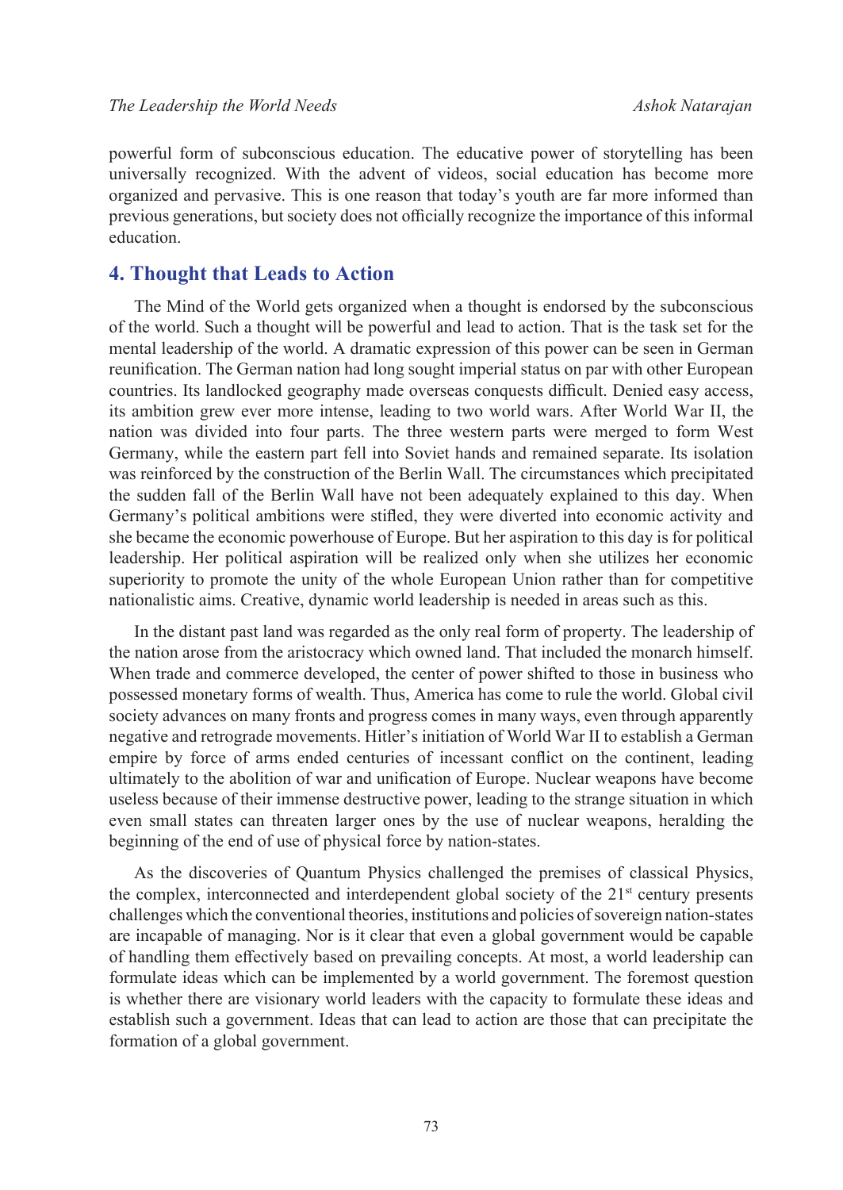powerful form of subconscious education. The educative power of storytelling has been universally recognized. With the advent of videos, social education has become more organized and pervasive. This is one reason that today's youth are far more informed than previous generations, but society does not officially recognize the importance of this informal education.

## 4. Thought that Leads to Action

The Mind of the World gets organized when a thought is endorsed by the subconscious of the world. Such a thought will be powerful and lead to action. That is the task set for the mental leadership of the world. A dramatic expression of this power can be seen in German reunification. The German nation had long sought imperial status on par with other European countries. Its landlocked geography made overseas conquests difficult. Denied easy access, its ambition grew ever more intense, leading to two world wars. After World War II, the nation was divided into four parts. The three western parts were merged to form West Germany, while the eastern part fell into Soviet hands and remained separate. Its isolation was reinforced by the construction of the Berlin Wall. The circumstances which precipitated the sudden fall of the Berlin Wall have not been adequately explained to this day. When Germany's political ambitions were stifled, they were diverted into economic activity and she became the economic powerhouse of Europe. But her aspiration to this day is for political leadership. Her political aspiration will be realized only when she utilizes her economic superiority to promote the unity of the whole European Union rather than for competitive nationalistic aims. Creative, dynamic world leadership is needed in areas such as this.

In the distant past land was regarded as the only real form of property. The leadership of the nation arose from the aristocracy which owned land. That included the monarch himself. When trade and commerce developed, the center of power shifted to those in business who possessed monetary forms of wealth. Thus, America has come to rule the world. Global civil society advances on many fronts and progress comes in many ways, even through apparently negative and retrograde movements. Hitler's initiation of World War II to establish a German empire by force of arms ended centuries of incessant conflict on the continent, leading ultimately to the abolition of war and unification of Europe. Nuclear weapons have become useless because of their immense destructive power, leading to the strange situation in which even small states can threaten larger ones by the use of nuclear weapons, heralding the beginning of the end of use of physical force by nation-states.

As the discoveries of Quantum Physics challenged the premises of classical Physics, the complex, interconnected and interdependent global society of the 21st century presents challenges which the conventional theories, institutions and policies of sovereign nation-states are incapable of managing. Nor is it clear that even a global government would be capable of handling them effectively based on prevailing concepts. At most, a world leadership can formulate ideas which can be implemented by a world government. The foremost question is whether there are visionary world leaders with the capacity to formulate these ideas and establish such a government. Ideas that can lead to action are those that can precipitate the formation of a global government.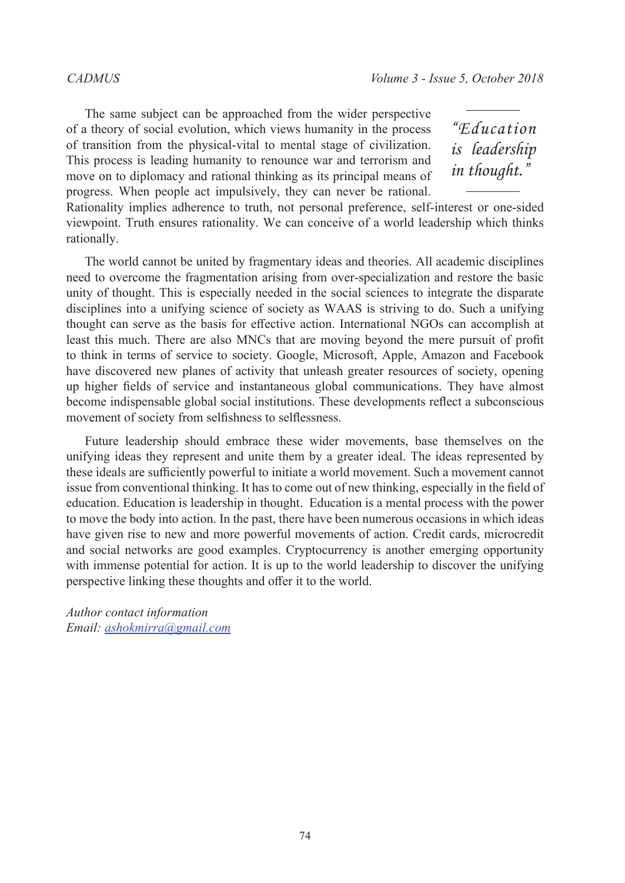The same subject can be approached from the wider perspective of a theory of social evolution, which views humanity in the process of transition from the physical-vital to mental stage of civilization. This process is leading humanity to renounce war and terrorism and move on to diplomacy and rational thinking as its principal means of progress. When people act impulsively, they can never be rational. Rationality implies adherence to truth, not personal preference, self-interest or one-sided viewpoint. Truth ensures rationality. We can conceive of a world leadership which thinks rationally.

> *"Education is leadership in thought."*

The world cannot be united by fragmentary ideas and theories. All academic disciplines need to overcome the fragmentation arising from over-specialization and restore the basic unity of thought. This is especially needed in the social sciences to integrate the disparate disciplines into a unifying science of society as WAAS is striving to do. Such a unifying thought can serve as the basis for effective action. International NGOs can accomplish at least this much. There are also MNCs that are moving beyond the mere pursuit of profit to think in terms of service to society. Google, Microsoft, Apple, Amazon and Facebook have discovered new planes of activity that unleash greater resources of society, opening up higher fields of service and instantaneous global communications. They have almost become indispensable global social institutions. These developments reflect a subconscious movement of society from selfishness to selflessness.

Future leadership should embrace these wider movements, base themselves on the unifying ideas they represent and unite them by a greater ideal. The ideas represented by these ideals are sufficiently powerful to initiate a world movement. Such a movement cannot issue from conventional thinking. It has to come out of new thinking, especially in the field of education. Education is leadership in thought. Education is a mental process with the power to move the body into action. In the past, there have been numerous occasions in which ideas have given rise to new and more powerful movements of action. Credit cards, microcredit and social networks are good examples. Cryptocurrency is another emerging opportunity with immense potential for action. It is up to the world leadership to discover the unifying perspective linking these thoughts and offer it to the world.

*Author contact information*
*Email: ashokmirra@gmail.com*